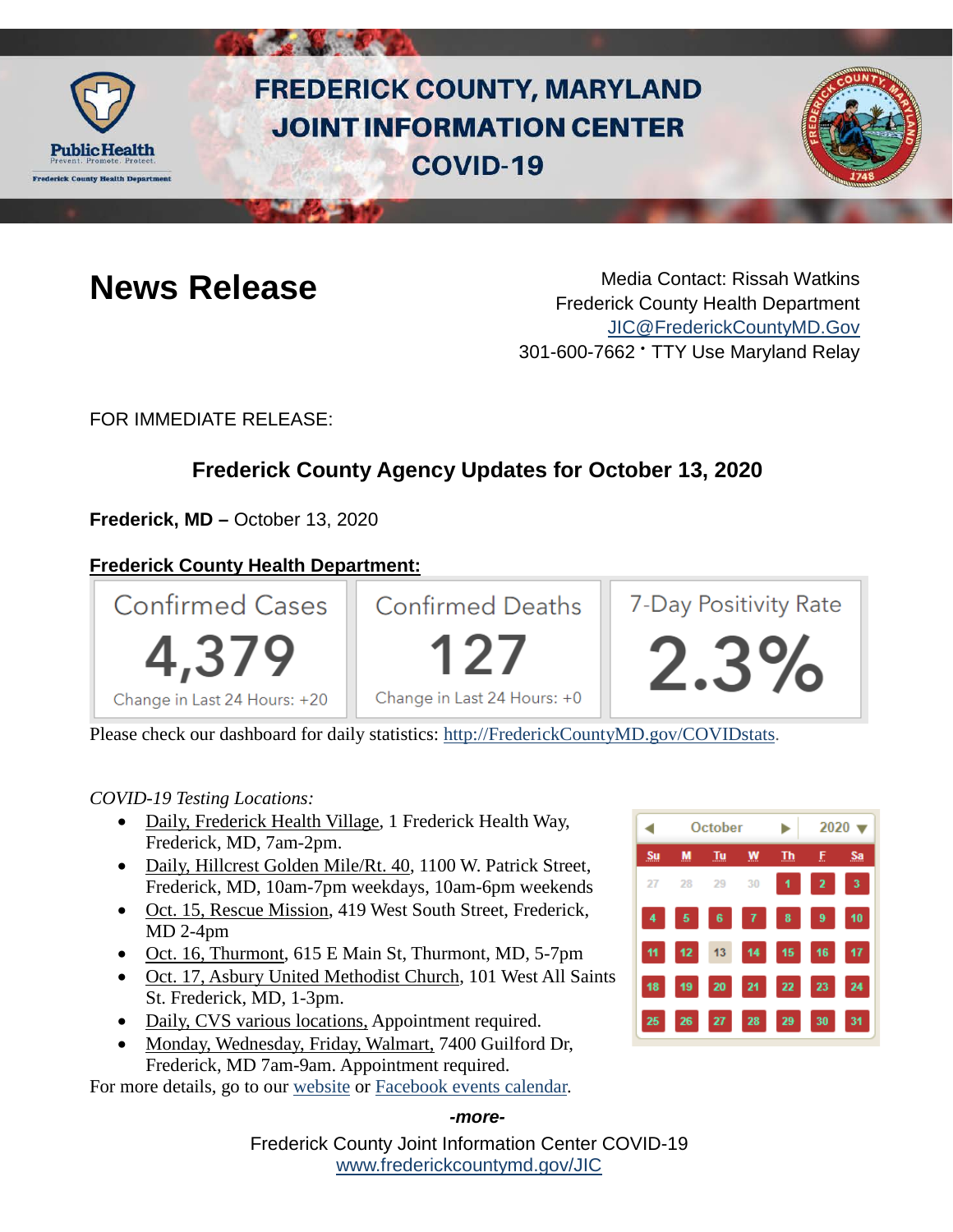# FREDERICK COUNTY, MARYLAND JOINT INFORMATION CENTER COVID-19

## News Release

Media Contact: Rissah Watkins
Frederick County Health Department
JIC@FrederickCountyMD.Gov
301-600-7662 • TTY Use Maryland Relay

FOR IMMEDIATE RELEASE:

### Frederick County Agency Updates for October 13, 2020

**Frederick, MD –** October 13, 2020

**Frederick County Health Department:**

| Confirmed Cases | Confirmed Deaths | 7-Day Positivity Rate |
|---|---|---|
| 4,379 | 127 | 2.3% |
| Change in Last 24 Hours: +20 | Change in Last 24 Hours: +0 | |

Please check our dashboard for daily statistics: http://FrederickCountyMD.gov/COVIDstats.

*COVID-19 Testing Locations:*

- Daily, Frederick Health Village, 1 Frederick Health Way, Frederick, MD, 7am-2pm.
- Daily, Hillcrest Golden Mile/Rt. 40, 1100 W. Patrick Street, Frederick, MD, 10am-7pm weekdays, 10am-6pm weekends
- Oct. 15, Rescue Mission, 419 West South Street, Frederick, MD 2-4pm
- Oct. 16, Thurmont, 615 E Main St, Thurmont, MD, 5-7pm
- Oct. 17, Asbury United Methodist Church, 101 West All Saints St. Frederick, MD, 1-3pm.
- Daily, CVS various locations, Appointment required.
- Monday, Wednesday, Friday, Walmart, 7400 Guilford Dr, Frederick, MD 7am-9am. Appointment required.

For more details, go to our website or Facebook events calendar.

*-more-*

Frederick County Joint Information Center COVID-19
www.frederickcountymd.gov/JIC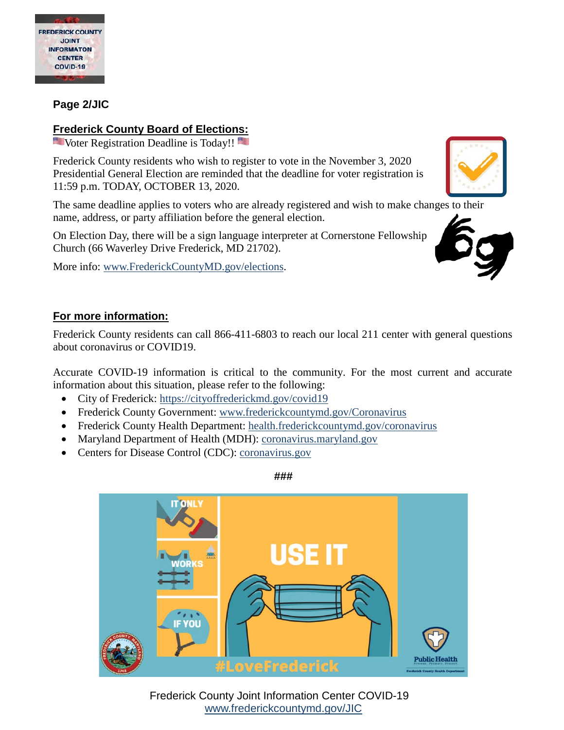**Page 2/JIC**

## Frederick County Board of Elections:

Voter Registration Deadline is Today!!

Frederick County residents who wish to register to vote in the November 3, 2020 Presidential General Election are reminded that the deadline for voter registration is 11:59 p.m. TODAY, OCTOBER 13, 2020.

The same deadline applies to voters who are already registered and wish to make changes to their name, address, or party affiliation before the general election.

On Election Day, there will be a sign language interpreter at Cornerstone Fellowship Church (66 Waverley Drive Frederick, MD 21702).

More info: www.FrederickCountyMD.gov/elections.

## For more information:

Frederick County residents can call 866-411-6803 to reach our local 211 center with general questions about coronavirus or COVID19.

Accurate COVID-19 information is critical to the community. For the most current and accurate information about this situation, please refer to the following:

- City of Frederick: https://cityoffrederickmd.gov/covid19
- Frederick County Government: www.frederickcountymd.gov/Coronavirus
- Frederick County Health Department: health.frederickcountymd.gov/coronavirus
- Maryland Department of Health (MDH): coronavirus.maryland.gov
- Centers for Disease Control (CDC): coronavirus.gov

###

Frederick County Joint Information Center COVID-19
www.frederickcountymd.gov/JIC